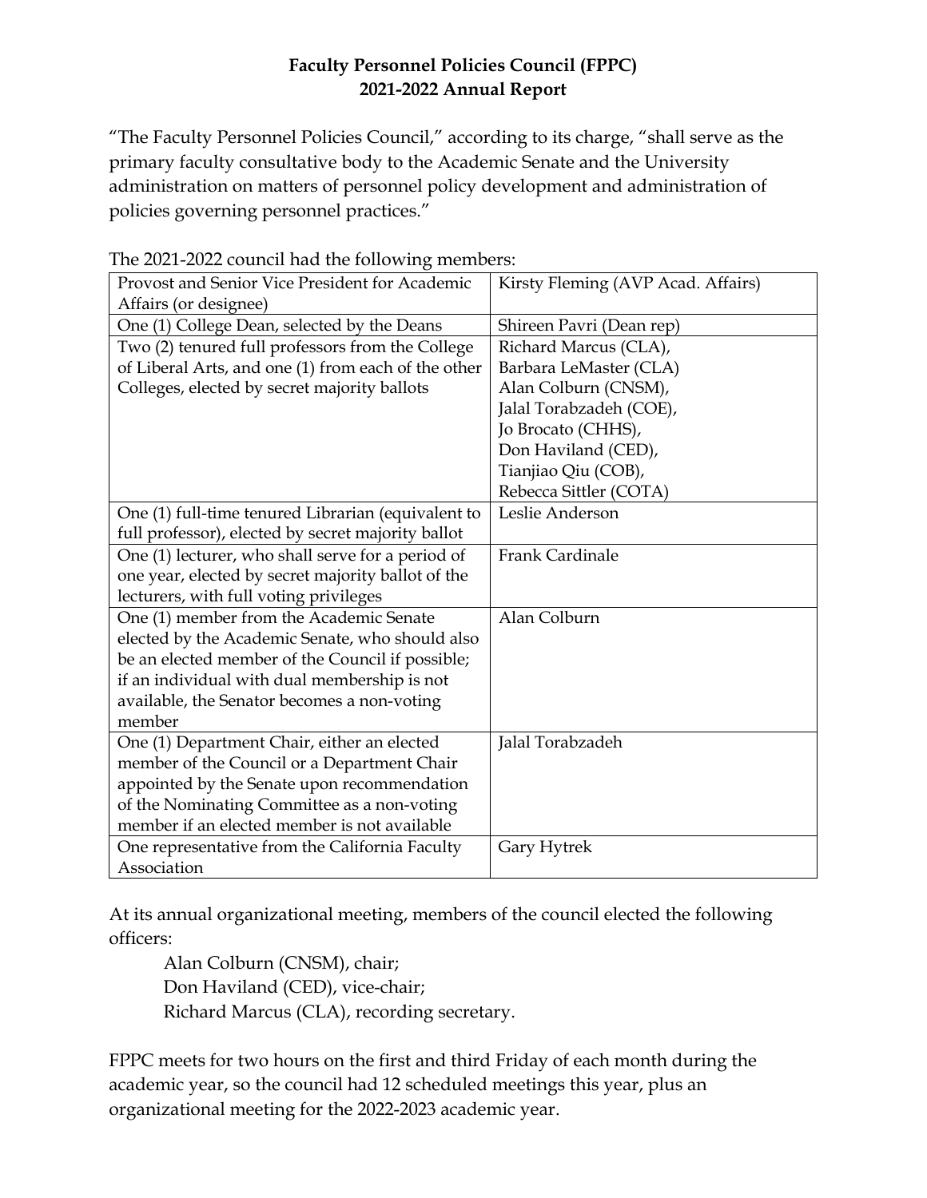**Faculty Personnel Policies Council (FPPC)**
**2021-2022 Annual Report**

"The Faculty Personnel Policies Council," according to its charge, "shall serve as the primary faculty consultative body to the Academic Senate and the University administration on matters of personnel policy development and administration of policies governing personnel practices."

The 2021-2022 council had the following members:

| | |
|---|---|
| Provost and Senior Vice President for Academic Affairs (or designee) | Kirsty Fleming (AVP Acad. Affairs) |
| One (1) College Dean, selected by the Deans | Shireen Pavri (Dean rep) |
| Two (2) tenured full professors from the College of Liberal Arts, and one (1) from each of the other Colleges, elected by secret majority ballots | Richard Marcus (CLA), Barbara LeMaster (CLA) Alan Colburn (CNSM), Jalal Torabzadeh (COE), Jo Brocato (CHHS), Don Haviland (CED), Tianjiao Qiu (COB), Rebecca Sittler (COTA) |
| One (1) full-time tenured Librarian (equivalent to full professor), elected by secret majority ballot | Leslie Anderson |
| One (1) lecturer, who shall serve for a period of one year, elected by secret majority ballot of the lecturers, with full voting privileges | Frank Cardinale |
| One (1) member from the Academic Senate elected by the Academic Senate, who should also be an elected member of the Council if possible; if an individual with dual membership is not available, the Senator becomes a non-voting member | Alan Colburn |
| One (1) Department Chair, either an elected member of the Council or a Department Chair appointed by the Senate upon recommendation of the Nominating Committee as a non-voting member if an elected member is not available | Jalal Torabzadeh |
| One representative from the California Faculty Association | Gary Hytrek |

At its annual organizational meeting, members of the council elected the following officers:

Alan Colburn (CNSM), chair;
Don Haviland (CED), vice-chair;
Richard Marcus (CLA), recording secretary.

FPPC meets for two hours on the first and third Friday of each month during the academic year, so the council had 12 scheduled meetings this year, plus an organizational meeting for the 2022-2023 academic year.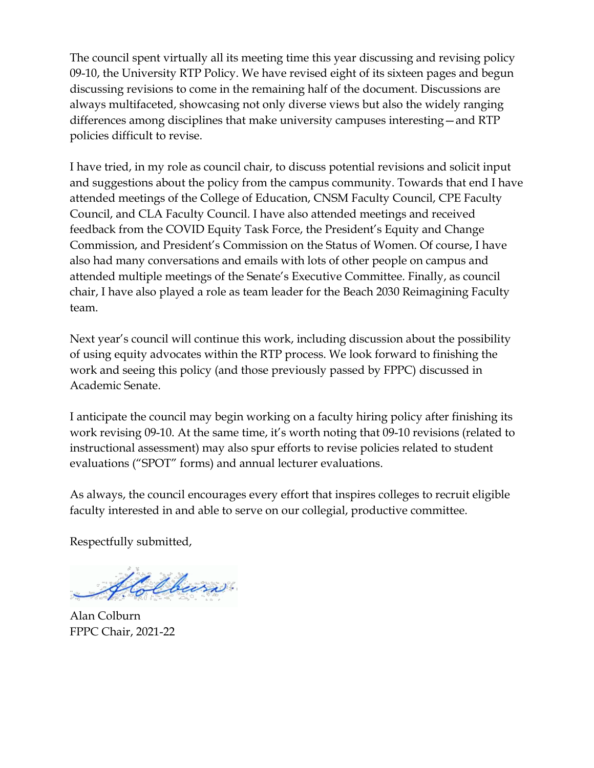The council spent virtually all its meeting time this year discussing and revising policy 09-10, the University RTP Policy. We have revised eight of its sixteen pages and begun discussing revisions to come in the remaining half of the document. Discussions are always multifaceted, showcasing not only diverse views but also the widely ranging differences among disciplines that make university campuses interesting—and RTP policies difficult to revise.

I have tried, in my role as council chair, to discuss potential revisions and solicit input and suggestions about the policy from the campus community. Towards that end I have attended meetings of the College of Education, CNSM Faculty Council, CPE Faculty Council, and CLA Faculty Council. I have also attended meetings and received feedback from the COVID Equity Task Force, the President's Equity and Change Commission, and President's Commission on the Status of Women. Of course, I have also had many conversations and emails with lots of other people on campus and attended multiple meetings of the Senate's Executive Committee. Finally, as council chair, I have also played a role as team leader for the Beach 2030 Reimagining Faculty team.

Next year's council will continue this work, including discussion about the possibility of using equity advocates within the RTP process. We look forward to finishing the work and seeing this policy (and those previously passed by FPPC) discussed in Academic Senate.

I anticipate the council may begin working on a faculty hiring policy after finishing its work revising 09-10. At the same time, it's worth noting that 09-10 revisions (related to instructional assessment) may also spur efforts to revise policies related to student evaluations ("SPOT" forms) and annual lecturer evaluations.

As always, the council encourages every effort that inspires colleges to recruit eligible faculty interested in and able to serve on our collegial, productive committee.

Respectfully submitted,

Alan Colburn
FPPC Chair, 2021-22